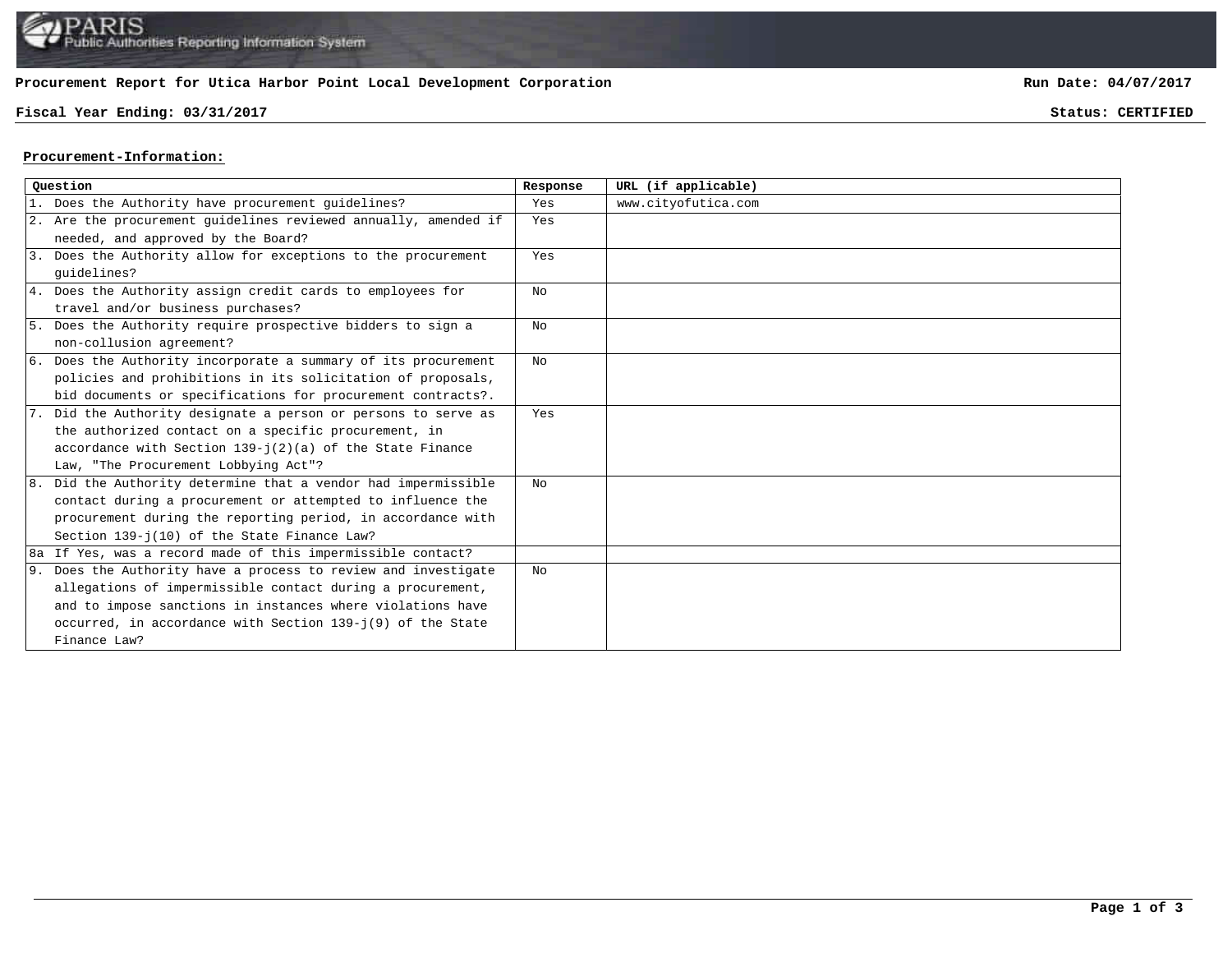Procurement Report for Utica Harbor Point Local Development Corporation

Run Date: 04/07/2017

Fiscal Year Ending: 03/31/2017

Status: CERTIFIED

**Procurement-Information:**

| Question | Response | URL (if applicable) |
|---|---|---|
| 1. Does the Authority have procurement guidelines? | Yes | www.cityofutica.com |
| 2. Are the procurement guidelines reviewed annually, amended if needed, and approved by the Board? | Yes | |
| 3. Does the Authority allow for exceptions to the procurement guidelines? | Yes | |
| 4. Does the Authority assign credit cards to employees for travel and/or business purchases? | No | |
| 5. Does the Authority require prospective bidders to sign a non-collusion agreement? | No | |
| 6. Does the Authority incorporate a summary of its procurement policies and prohibitions in its solicitation of proposals, bid documents or specifications for procurement contracts?. | No | |
| 7. Did the Authority designate a person or persons to serve as the authorized contact on a specific procurement, in accordance with Section 139-j(2)(a) of the State Finance Law, "The Procurement Lobbying Act"? | Yes | |
| 8. Did the Authority determine that a vendor had impermissible contact during a procurement or attempted to influence the procurement during the reporting period, in accordance with Section 139-j(10) of the State Finance Law? | No | |
| 8a If Yes, was a record made of this impermissible contact? | | |
| 9. Does the Authority have a process to review and investigate allegations of impermissible contact during a procurement, and to impose sanctions in instances where violations have occurred, in accordance with Section 139-j(9) of the State Finance Law? | No | |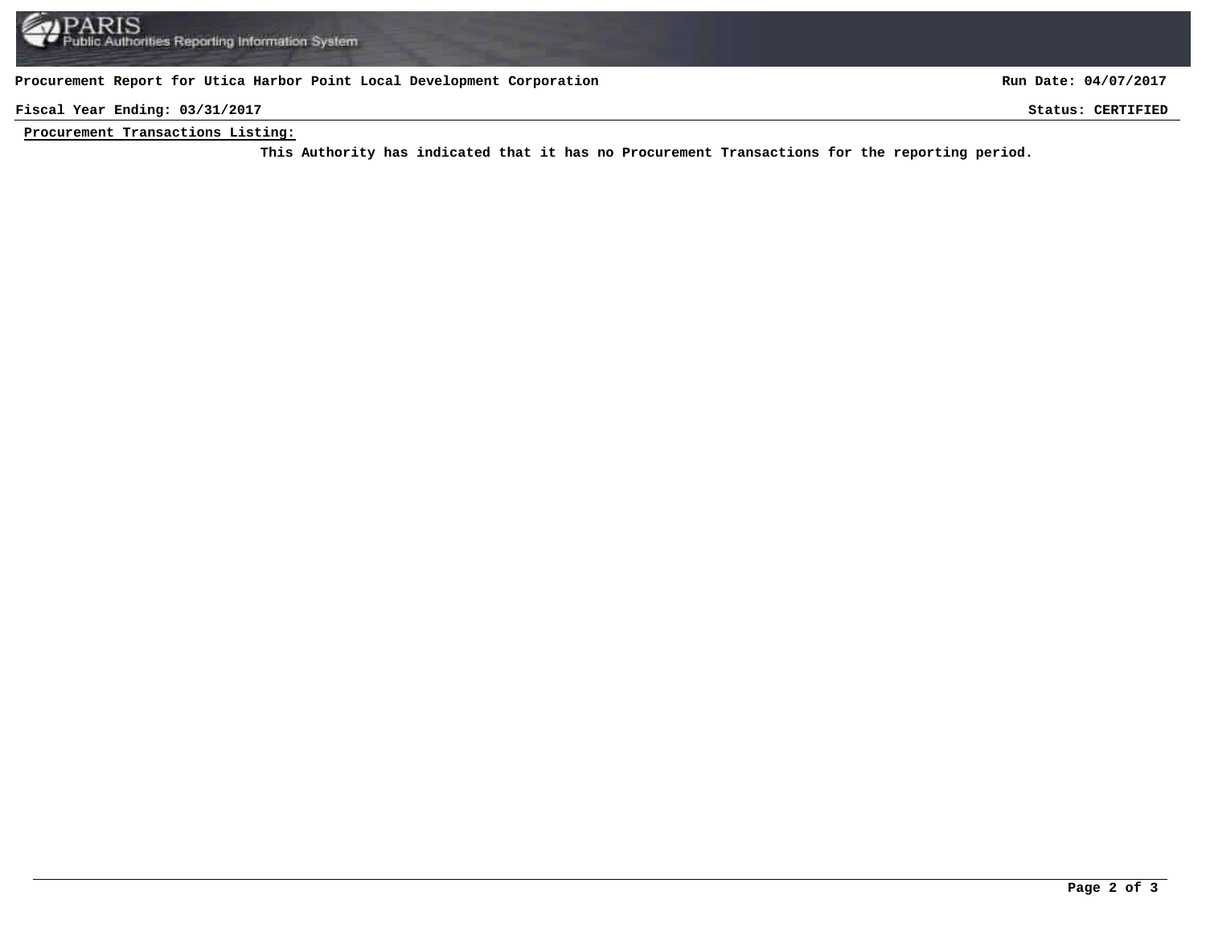**Procurement Report for Utica Harbor Point Local Development Corporation** **Run Date: 04/07/2017**

**Fiscal Year Ending: 03/31/2017** **Status: CERTIFIED**

**Procurement Transactions Listing:**

**This Authority has indicated that it has no Procurement Transactions for the reporting period.**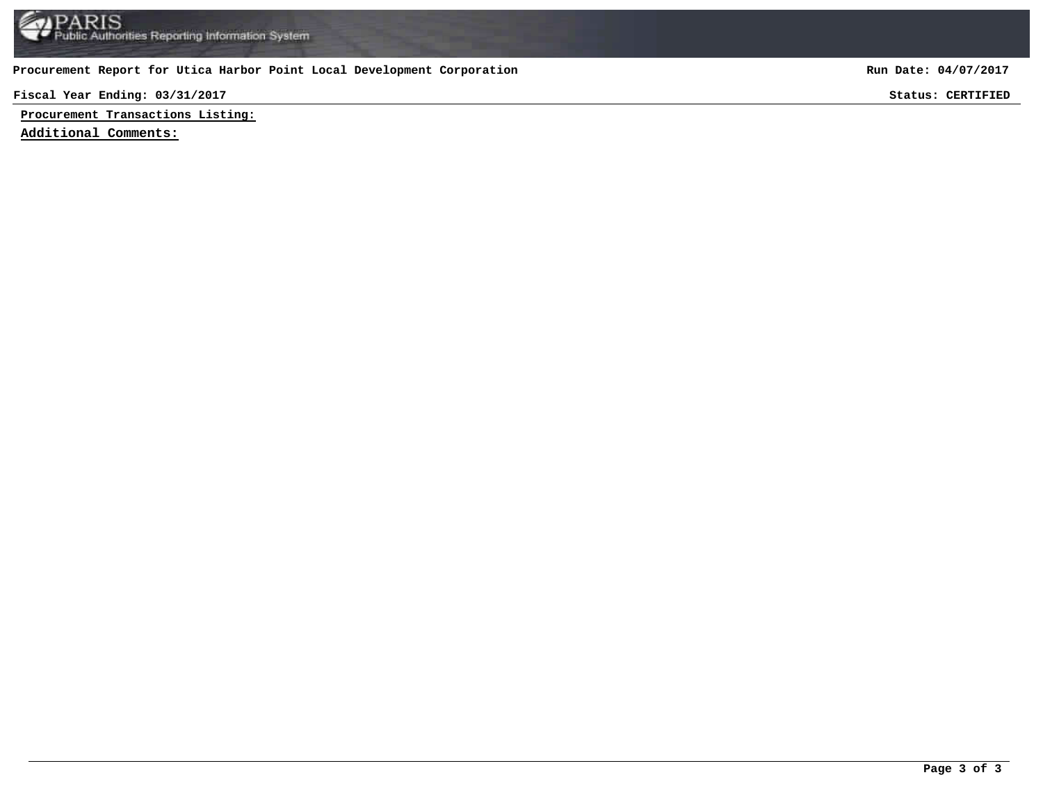**Procurement Report for Utica Harbor Point Local Development Corporation** **Run Date: 04/07/2017**

**Fiscal Year Ending: 03/31/2017** **Status: CERTIFIED**

**Procurement Transactions Listing:**

**Additional Comments:**